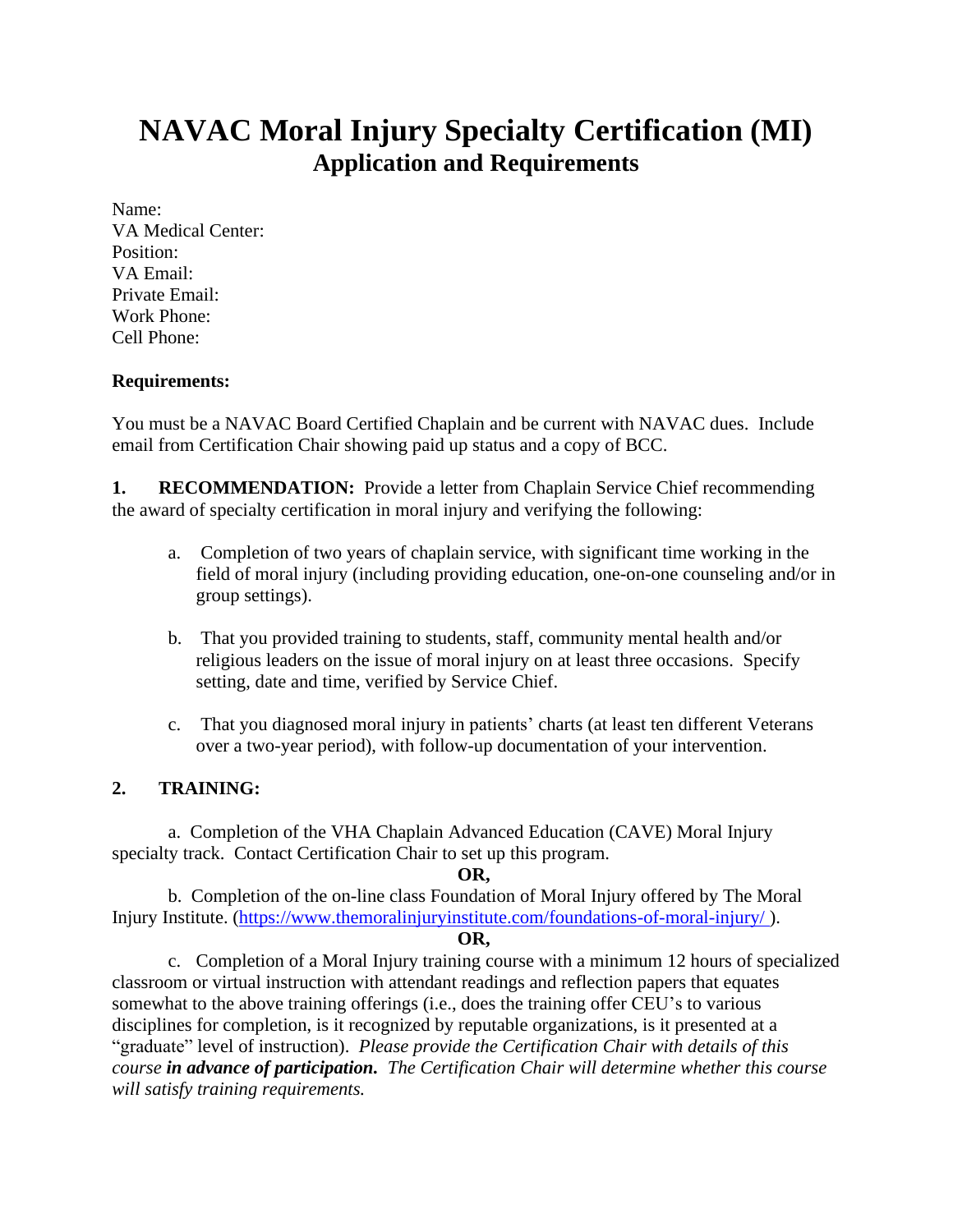# NAVAC Moral Injury Specialty Certification (MI)

## Application and Requirements

Name:
VA Medical Center:
Position:
VA Email:
Private Email:
Work Phone:
Cell Phone:

**Requirements:**

You must be a NAVAC Board Certified Chaplain and be current with NAVAC dues. Include email from Certification Chair showing paid up status and a copy of BCC.

**1. RECOMMENDATION:** Provide a letter from Chaplain Service Chief recommending the award of specialty certification in moral injury and verifying the following:

a. Completion of two years of chaplain service, with significant time working in the field of moral injury (including providing education, one-on-one counseling and/or in group settings).

b. That you provided training to students, staff, community mental health and/or religious leaders on the issue of moral injury on at least three occasions. Specify setting, date and time, verified by Service Chief.

c. That you diagnosed moral injury in patients' charts (at least ten different Veterans over a two-year period), with follow-up documentation of your intervention.

**2. TRAINING:**

a. Completion of the VHA Chaplain Advanced Education (CAVE) Moral Injury specialty track. Contact Certification Chair to set up this program.

**OR,**

b. Completion of the on-line class Foundation of Moral Injury offered by The Moral Injury Institute. (https://www.themoralinjuryinstitute.com/foundations-of-moral-injury/ ).

**OR,**

c. Completion of a Moral Injury training course with a minimum 12 hours of specialized classroom or virtual instruction with attendant readings and reflection papers that equates somewhat to the above training offerings (i.e., does the training offer CEU's to various disciplines for completion, is it recognized by reputable organizations, is it presented at a "graduate" level of instruction). *Please provide the Certification Chair with details of this course* ***in advance of participation.*** *The Certification Chair will determine whether this course will satisfy training requirements.*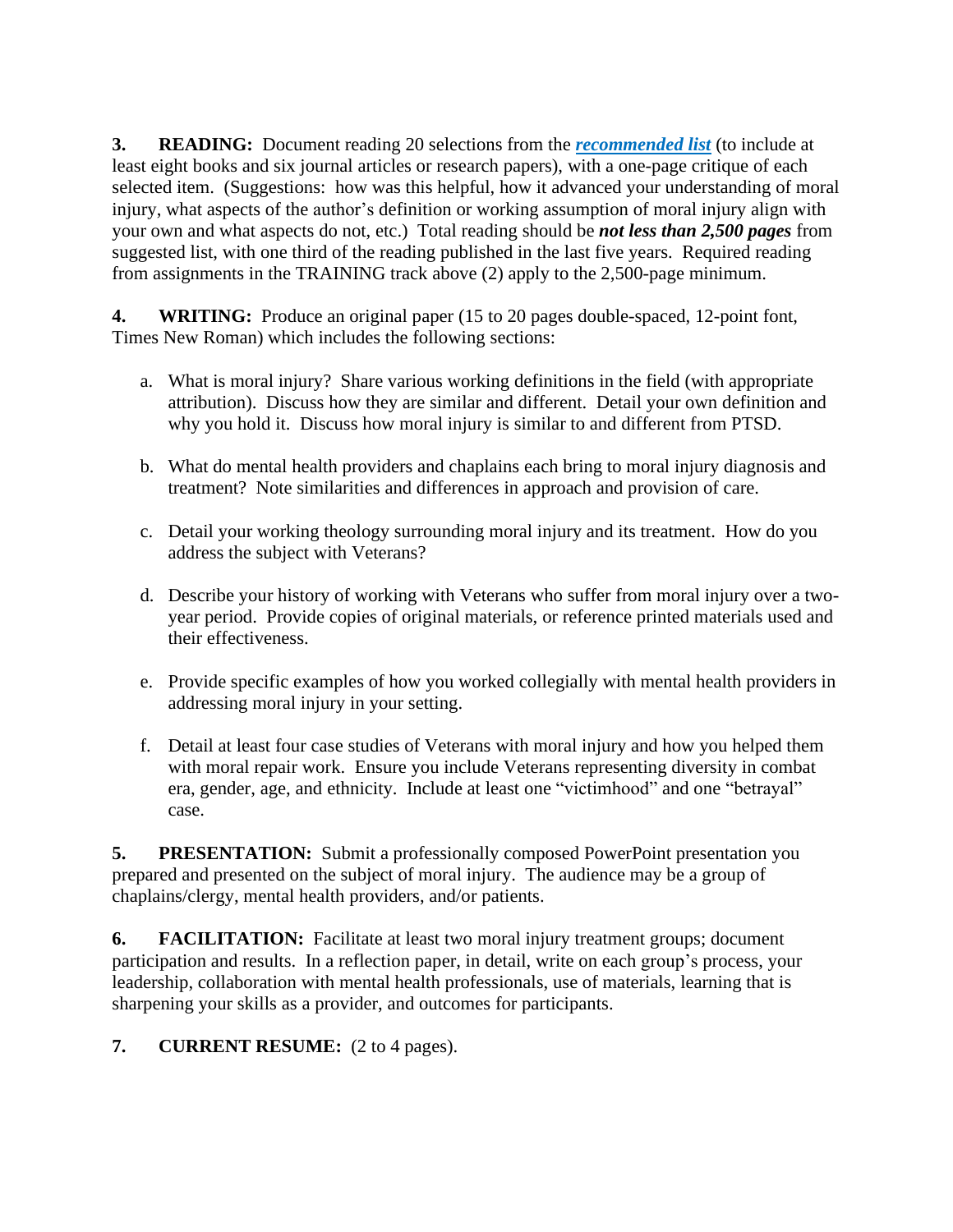**3. READING:** Document reading 20 selections from the ***recommended list*** (to include at least eight books and six journal articles or research papers), with a one-page critique of each selected item. (Suggestions: how was this helpful, how it advanced your understanding of moral injury, what aspects of the author's definition or working assumption of moral injury align with your own and what aspects do not, etc.) Total reading should be ***not less than 2,500 pages*** from suggested list, with one third of the reading published in the last five years. Required reading from assignments in the TRAINING track above (2) apply to the 2,500-page minimum.

**4. WRITING:** Produce an original paper (15 to 20 pages double-spaced, 12-point font, Times New Roman) which includes the following sections:

a. What is moral injury? Share various working definitions in the field (with appropriate attribution). Discuss how they are similar and different. Detail your own definition and why you hold it. Discuss how moral injury is similar to and different from PTSD.

b. What do mental health providers and chaplains each bring to moral injury diagnosis and treatment? Note similarities and differences in approach and provision of care.

c. Detail your working theology surrounding moral injury and its treatment. How do you address the subject with Veterans?

d. Describe your history of working with Veterans who suffer from moral injury over a two-year period. Provide copies of original materials, or reference printed materials used and their effectiveness.

e. Provide specific examples of how you worked collegially with mental health providers in addressing moral injury in your setting.

f. Detail at least four case studies of Veterans with moral injury and how you helped them with moral repair work. Ensure you include Veterans representing diversity in combat era, gender, age, and ethnicity. Include at least one "victimhood" and one "betrayal" case.

**5. PRESENTATION:** Submit a professionally composed PowerPoint presentation you prepared and presented on the subject of moral injury. The audience may be a group of chaplains/clergy, mental health providers, and/or patients.

**6. FACILITATION:** Facilitate at least two moral injury treatment groups; document participation and results. In a reflection paper, in detail, write on each group's process, your leadership, collaboration with mental health professionals, use of materials, learning that is sharpening your skills as a provider, and outcomes for participants.

**7. CURRENT RESUME:** (2 to 4 pages).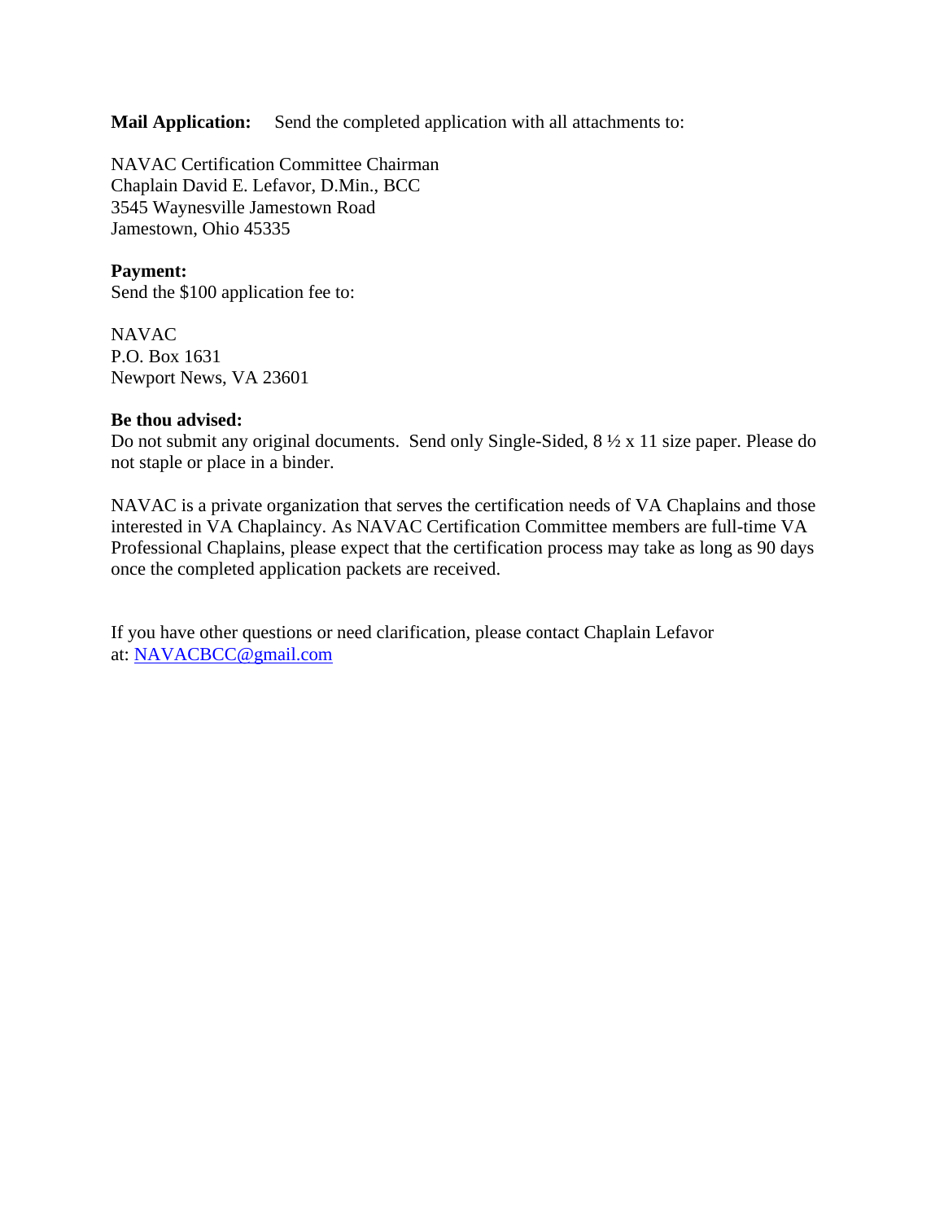**Mail Application:** Send the completed application with all attachments to:

NAVAC Certification Committee Chairman
Chaplain David E. Lefavor, D.Min., BCC
3545 Waynesville Jamestown Road
Jamestown, Ohio 45335

**Payment:**
Send the $100 application fee to:

NAVAC
P.O. Box 1631
Newport News, VA 23601

**Be thou advised:**
Do not submit any original documents. Send only Single-Sided, 8 ½ x 11 size paper. Please do not staple or place in a binder.

NAVAC is a private organization that serves the certification needs of VA Chaplains and those interested in VA Chaplaincy. As NAVAC Certification Committee members are full-time VA Professional Chaplains, please expect that the certification process may take as long as 90 days once the completed application packets are received.

If you have other questions or need clarification, please contact Chaplain Lefavor at: NAVACBCC@gmail.com